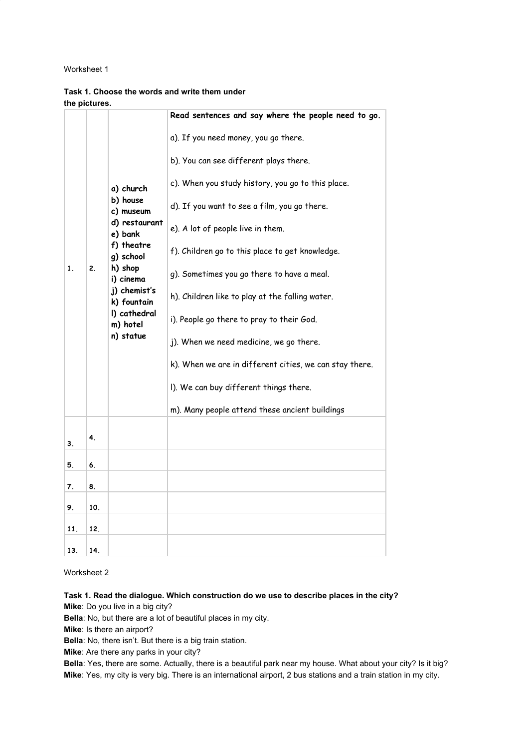Worksheet 1

**Task 1. Choose the words and write them under the pictures.**

| | | | |
|---|---|---|---|
| 1. | 2. | a) church<br>b) house<br>c) museum<br>d) restaurant<br>e) bank<br>f) theatre<br>g) school<br>h) shop<br>i) cinema<br>j) chemist's<br>k) fountain<br>l) cathedral<br>m) hotel<br>n) statue | **Read sentences and say where the people need to go.**<br>a). If you need money, you go there.<br>b). You can see different plays there.<br>c). When you study history, you go to this place.<br>d). If you want to see a film, you go there.<br>e). A lot of people live in them.<br>f). Children go to this place to get knowledge.<br>g). Sometimes you go there to have a meal.<br>h). Children like to play at the falling water.<br>i). People go there to pray to their God.<br>j). When we need medicine, we go there.<br>k). When we are in different cities, we can stay there.<br>l). We can buy different things there.<br>m). Many people attend these ancient buildings |
| 3. | 4. | | |
| 5. | 6. | | |
| 7. | 8. | | |
| 9. | 10. | | |
| 11. | 12. | | |
| 13. | 14. | | |

Worksheet 2

**Task 1. Read the dialogue. Which construction do we use to describe places in the city?**

**Mike**: Do you live in a big city?
**Bella**: No, but there are a lot of beautiful places in my city.
**Mike**: Is there an airport?
**Bella**: No, there isn't. But there is a big train station.
**Mike**: Are there any parks in your city?
**Bella**: Yes, there are some. Actually, there is a beautiful park near my house. What about your city? Is it big?
**Mike**: Yes, my city is very big. There is an international airport, 2 bus stations and a train station in my city.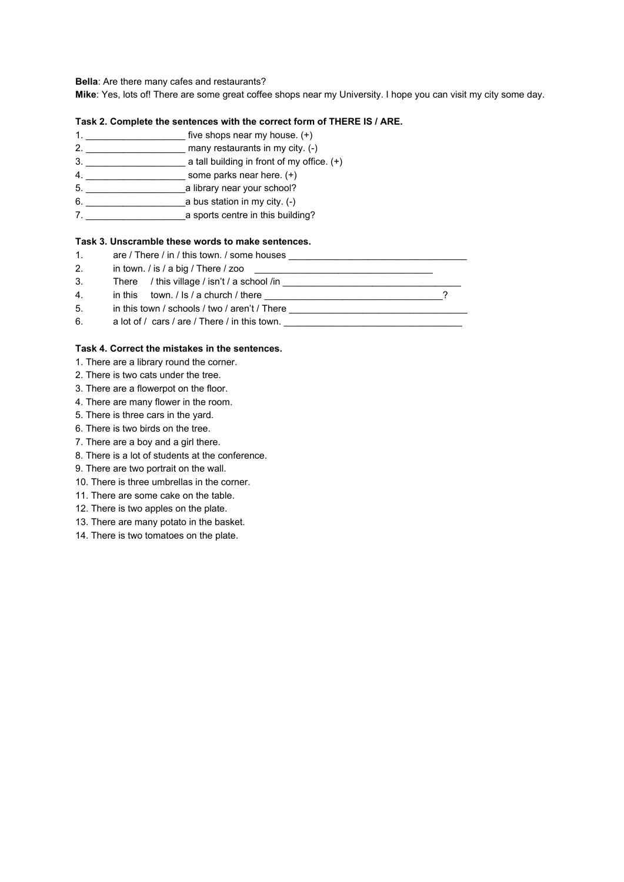**Bella**: Are there many cafes and restaurants?

**Mike**: Yes, lots of! There are some great coffee shops near my University. I hope you can visit my city some day.

**Task 2. Complete the sentences with the correct form of THERE IS / ARE.**

1. ___________________ five shops near my house. (+)
2. ___________________ many restaurants in my city. (-)
3. ___________________ a tall building in front of my office. (+)
4. ___________________ some parks near here. (+)
5. ___________________a library near your school?
6. ___________________a bus station in my city. (-)
7. ___________________a sports centre in this building?

**Task 3. Unscramble these words to make sentences.**

1. are / There / in / this town. / some houses __________________________________
2. in town. / is / a big / There / zoo __________________________________
3. There / this village / isn't / a school /in __________________________________
4. in this town. / Is / a church / there __________________________________?
5. in this town / schools / two / aren't / There __________________________________
6. a lot of / cars / are / There / in this town. __________________________________

**Task 4. Correct the mistakes in the sentences.**

1. There are a library round the corner.
2. There is two cats under the tree.
3. There are a flowerpot on the floor.
4. There are many flower in the room.
5. There is three cars in the yard.
6. There is two birds on the tree.
7. There are a boy and a girl there.
8. There is a lot of students at the conference.
9. There are two portrait on the wall.
10. There is three umbrellas in the corner.
11. There are some cake on the table.
12. There is two apples on the plate.
13. There are many potato in the basket.
14. There is two tomatoes on the plate.